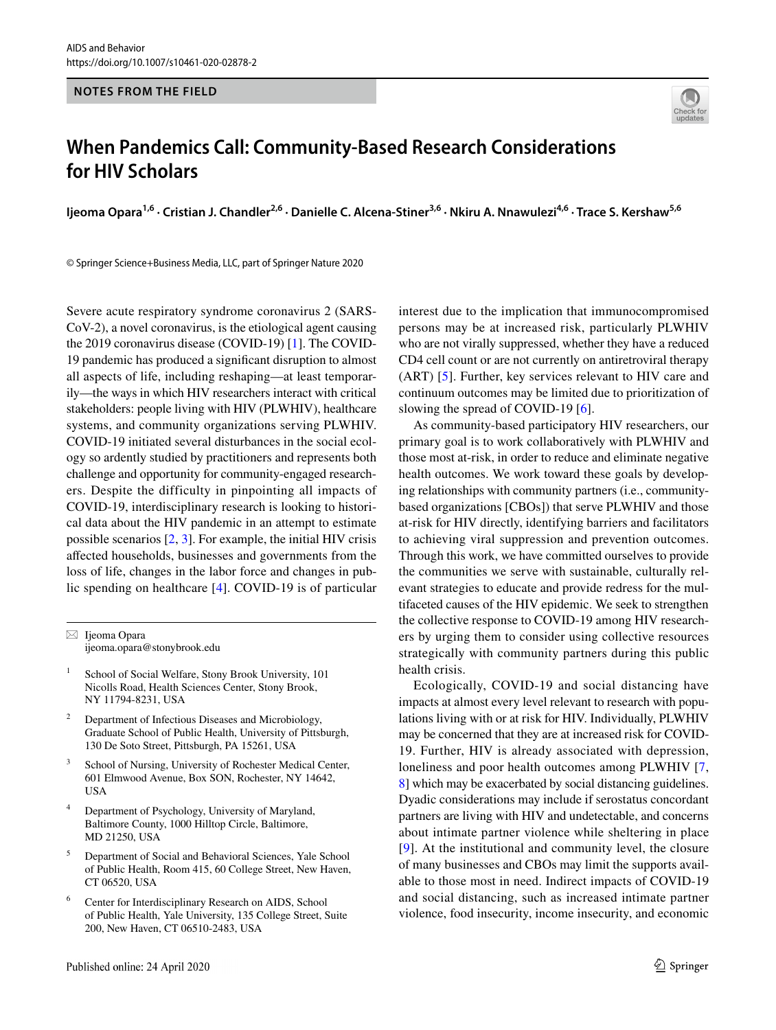NOTES FROM THE FIELD

# When Pandemics Call: Community-Based Research Considerations for HIV Scholars

**Ijeoma Opara[1,6] · Cristian J. Chandler[2,6] · Danielle C. Alcena-Stiner[3,6] · Nkiru A. Nnawulezi[4,6] · Trace S. Kershaw[5,6]**

© Springer Science+Business Media, LLC, part of Springer Nature 2020

Severe acute respiratory syndrome coronavirus 2 (SARS-CoV-2), a novel coronavirus, is the etiological agent causing the 2019 coronavirus disease (COVID-19) [1]. The COVID-19 pandemic has produced a significant disruption to almost all aspects of life, including reshaping—at least temporarily—the ways in which HIV researchers interact with critical stakeholders: people living with HIV (PLWHIV), healthcare systems, and community organizations serving PLWHIV. COVID-19 initiated several disturbances in the social ecology so ardently studied by practitioners and represents both challenge and opportunity for community-engaged researchers. Despite the difficulty in pinpointing all impacts of COVID-19, interdisciplinary research is looking to historical data about the HIV pandemic in an attempt to estimate possible scenarios [2, 3]. For example, the initial HIV crisis affected households, businesses and governments from the loss of life, changes in the labor force and changes in public spending on healthcare [4]. COVID-19 is of particular interest due to the implication that immunocompromised persons may be at increased risk, particularly PLWHIV who are not virally suppressed, whether they have a reduced CD4 cell count or are not currently on antiretroviral therapy (ART) [5]. Further, key services relevant to HIV care and continuum outcomes may be limited due to prioritization of slowing the spread of COVID-19 [6].

As community-based participatory HIV researchers, our primary goal is to work collaboratively with PLWHIV and those most at-risk, in order to reduce and eliminate negative health outcomes. We work toward these goals by developing relationships with community partners (i.e., community-based organizations [CBOs]) that serve PLWHIV and those at-risk for HIV directly, identifying barriers and facilitators to achieving viral suppression and prevention outcomes. Through this work, we have committed ourselves to provide the communities we serve with sustainable, culturally relevant strategies to educate and provide redress for the multifaceted causes of the HIV epidemic. We seek to strengthen the collective response to COVID-19 among HIV researchers by urging them to consider using collective resources strategically with community partners during this public health crisis.

Ecologically, COVID-19 and social distancing have impacts at almost every level relevant to research with populations living with or at risk for HIV. Individually, PLWHIV may be concerned that they are at increased risk for COVID-19. Further, HIV is already associated with depression, loneliness and poor health outcomes among PLWHIV [7, 8] which may be exacerbated by social distancing guidelines. Dyadic considerations may include if serostatus concordant partners are living with HIV and undetectable, and concerns about intimate partner violence while sheltering in place [9]. At the institutional and community level, the closure of many businesses and CBOs may limit the supports available to those most in need. Indirect impacts of COVID-19 and social distancing, such as increased intimate partner violence, food insecurity, income insecurity, and economic

---

✉ Ijeoma Opara
ijeoma.opara@stonybrook.edu

[1] School of Social Welfare, Stony Brook University, 101 Nicolls Road, Health Sciences Center, Stony Brook, NY 11794-8231, USA

[2] Department of Infectious Diseases and Microbiology, Graduate School of Public Health, University of Pittsburgh, 130 De Soto Street, Pittsburgh, PA 15261, USA

[3] School of Nursing, University of Rochester Medical Center, 601 Elmwood Avenue, Box SON, Rochester, NY 14642, USA

[4] Department of Psychology, University of Maryland, Baltimore County, 1000 Hilltop Circle, Baltimore, MD 21250, USA

[5] Department of Social and Behavioral Sciences, Yale School of Public Health, Room 415, 60 College Street, New Haven, CT 06520, USA

[6] Center for Interdisciplinary Research on AIDS, School of Public Health, Yale University, 135 College Street, Suite 200, New Haven, CT 06510-2483, USA

Published online: 24 April 2020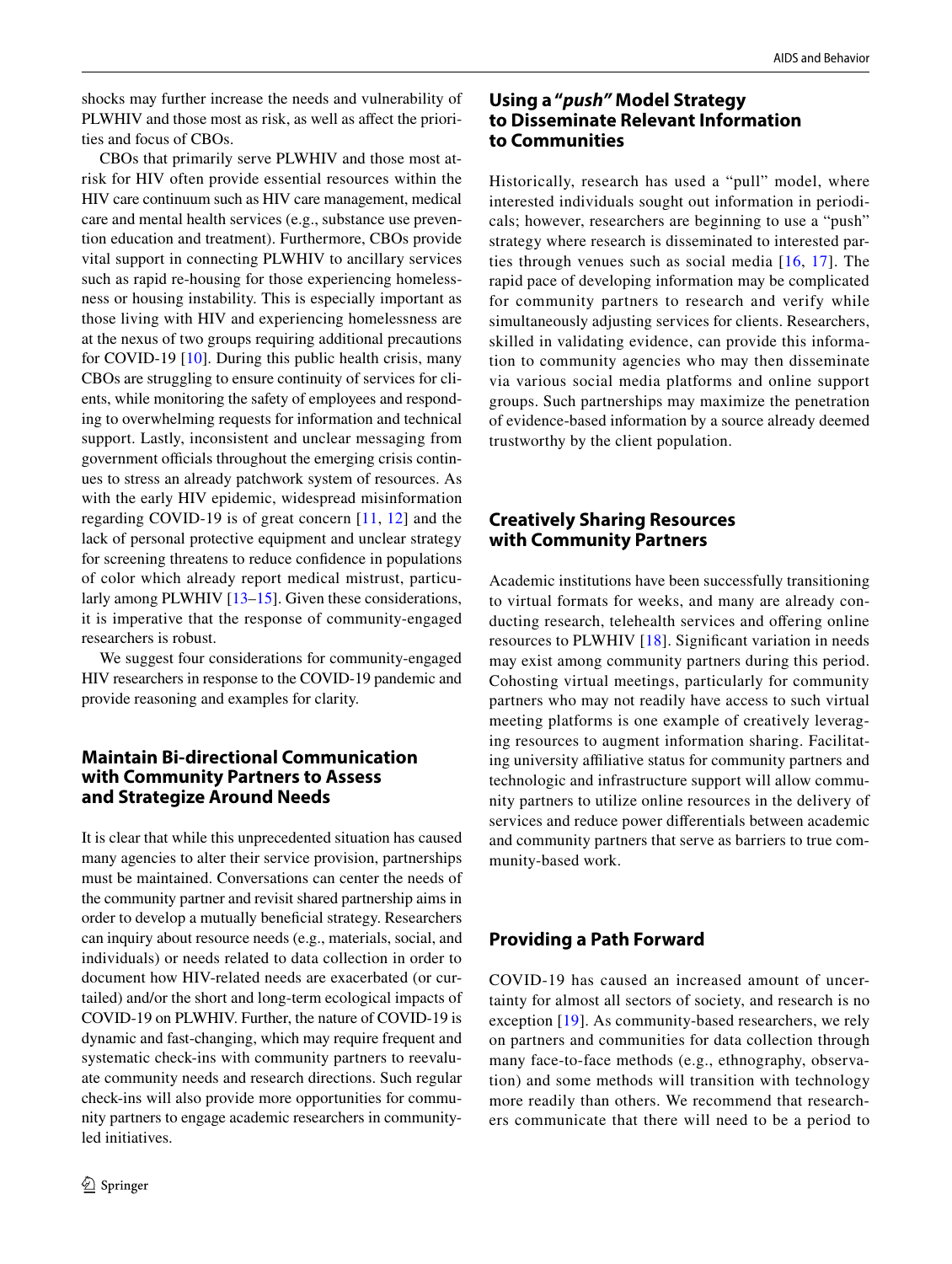shocks may further increase the needs and vulnerability of PLWHIV and those most as risk, as well as affect the priorities and focus of CBOs.

CBOs that primarily serve PLWHIV and those most at-risk for HIV often provide essential resources within the HIV care continuum such as HIV care management, medical care and mental health services (e.g., substance use prevention education and treatment). Furthermore, CBOs provide vital support in connecting PLWHIV to ancillary services such as rapid re-housing for those experiencing homelessness or housing instability. This is especially important as those living with HIV and experiencing homelessness are at the nexus of two groups requiring additional precautions for COVID-19 [10]. During this public health crisis, many CBOs are struggling to ensure continuity of services for clients, while monitoring the safety of employees and responding to overwhelming requests for information and technical support. Lastly, inconsistent and unclear messaging from government officials throughout the emerging crisis continues to stress an already patchwork system of resources. As with the early HIV epidemic, widespread misinformation regarding COVID-19 is of great concern [11, 12] and the lack of personal protective equipment and unclear strategy for screening threatens to reduce confidence in populations of color which already report medical mistrust, particularly among PLWHIV [13–15]. Given these considerations, it is imperative that the response of community-engaged researchers is robust.

We suggest four considerations for community-engaged HIV researchers in response to the COVID-19 pandemic and provide reasoning and examples for clarity.

## Maintain Bi-directional Communication with Community Partners to Assess and Strategize Around Needs

It is clear that while this unprecedented situation has caused many agencies to alter their service provision, partnerships must be maintained. Conversations can center the needs of the community partner and revisit shared partnership aims in order to develop a mutually beneficial strategy. Researchers can inquiry about resource needs (e.g., materials, social, and individuals) or needs related to data collection in order to document how HIV-related needs are exacerbated (or curtailed) and/or the short and long-term ecological impacts of COVID-19 on PLWHIV. Further, the nature of COVID-19 is dynamic and fast-changing, which may require frequent and systematic check-ins with community partners to reevaluate community needs and research directions. Such regular check-ins will also provide more opportunities for community partners to engage academic researchers in community-led initiatives.

## Using a "*push*" Model Strategy to Disseminate Relevant Information to Communities

Historically, research has used a "pull" model, where interested individuals sought out information in periodicals; however, researchers are beginning to use a "push" strategy where research is disseminated to interested parties through venues such as social media [16, 17]. The rapid pace of developing information may be complicated for community partners to research and verify while simultaneously adjusting services for clients. Researchers, skilled in validating evidence, can provide this information to community agencies who may then disseminate via various social media platforms and online support groups. Such partnerships may maximize the penetration of evidence-based information by a source already deemed trustworthy by the client population.

## Creatively Sharing Resources with Community Partners

Academic institutions have been successfully transitioning to virtual formats for weeks, and many are already conducting research, telehealth services and offering online resources to PLWHIV [18]. Significant variation in needs may exist among community partners during this period. Cohosting virtual meetings, particularly for community partners who may not readily have access to such virtual meeting platforms is one example of creatively leveraging resources to augment information sharing. Facilitating university affiliative status for community partners and technologic and infrastructure support will allow community partners to utilize online resources in the delivery of services and reduce power differentials between academic and community partners that serve as barriers to true community-based work.

## Providing a Path Forward

COVID-19 has caused an increased amount of uncertainty for almost all sectors of society, and research is no exception [19]. As community-based researchers, we rely on partners and communities for data collection through many face-to-face methods (e.g., ethnography, observation) and some methods will transition with technology more readily than others. We recommend that researchers communicate that there will need to be a period to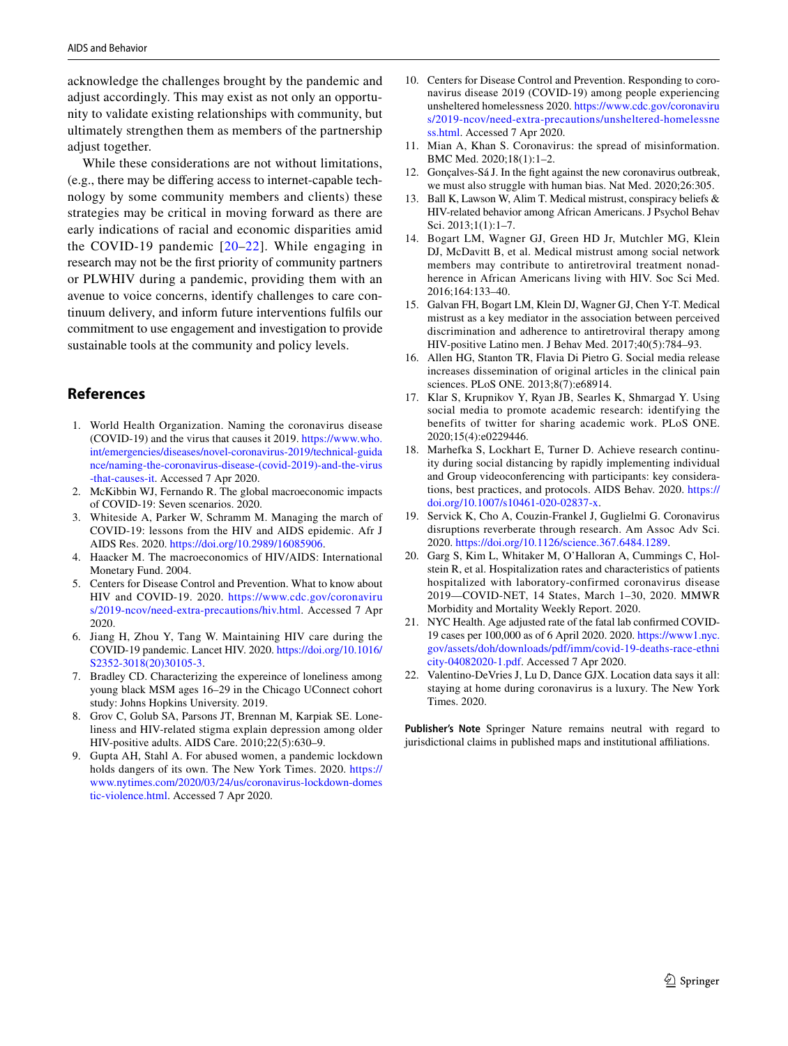acknowledge the challenges brought by the pandemic and adjust accordingly. This may exist as not only an opportunity to validate existing relationships with community, but ultimately strengthen them as members of the partnership adjust together.

While these considerations are not without limitations, (e.g., there may be differing access to internet-capable technology by some community members and clients) these strategies may be critical in moving forward as there are early indications of racial and economic disparities amid the COVID-19 pandemic [20–22]. While engaging in research may not be the first priority of community partners or PLWHIV during a pandemic, providing them with an avenue to voice concerns, identify challenges to care continuum delivery, and inform future interventions fulfils our commitment to use engagement and investigation to provide sustainable tools at the community and policy levels.

## References

1. World Health Organization. Naming the coronavirus disease (COVID-19) and the virus that causes it 2019. https://www.who.int/emergencies/diseases/novel-coronavirus-2019/technical-guidance/naming-the-coronavirus-disease-(covid-2019)-and-the-virus-that-causes-it. Accessed 7 Apr 2020.
2. McKibbin WJ, Fernando R. The global macroeconomic impacts of COVID-19: Seven scenarios. 2020.
3. Whiteside A, Parker W, Schramm M. Managing the march of COVID-19: lessons from the HIV and AIDS epidemic. Afr J AIDS Res. 2020. https://doi.org/10.2989/16085906.
4. Haacker M. The macroeconomics of HIV/AIDS: International Monetary Fund. 2004.
5. Centers for Disease Control and Prevention. What to know about HIV and COVID-19. 2020. https://www.cdc.gov/coronavirus/2019-ncov/need-extra-precautions/hiv.html. Accessed 7 Apr 2020.
6. Jiang H, Zhou Y, Tang W. Maintaining HIV care during the COVID-19 pandemic. Lancet HIV. 2020. https://doi.org/10.1016/S2352-3018(20)30105-3.
7. Bradley CD. Characterizing the expereince of loneliness among young black MSM ages 16–29 in the Chicago UConnect cohort study: Johns Hopkins University. 2019.
8. Grov C, Golub SA, Parsons JT, Brennan M, Karpiak SE. Loneliness and HIV-related stigma explain depression among older HIV-positive adults. AIDS Care. 2010;22(5):630–9.
9. Gupta AH, Stahl A. For abused women, a pandemic lockdown holds dangers of its own. The New York Times. 2020. https://www.nytimes.com/2020/03/24/us/coronavirus-lockdown-domestic-violence.html. Accessed 7 Apr 2020.
10. Centers for Disease Control and Prevention. Responding to coronavirus disease 2019 (COVID-19) among people experiencing unsheltered homelessness 2020. https://www.cdc.gov/coronavirus/2019-ncov/need-extra-precautions/unsheltered-homelessness.html. Accessed 7 Apr 2020.
11. Mian A, Khan S. Coronavirus: the spread of misinformation. BMC Med. 2020;18(1):1–2.
12. Gonçalves-Sá J. In the fight against the new coronavirus outbreak, we must also struggle with human bias. Nat Med. 2020;26:305.
13. Ball K, Lawson W, Alim T. Medical mistrust, conspiracy beliefs & HIV-related behavior among African Americans. J Psychol Behav Sci. 2013;1(1):1–7.
14. Bogart LM, Wagner GJ, Green HD Jr, Mutchler MG, Klein DJ, McDavitt B, et al. Medical mistrust among social network members may contribute to antiretroviral treatment nonadherence in African Americans living with HIV. Soc Sci Med. 2016;164:133–40.
15. Galvan FH, Bogart LM, Klein DJ, Wagner GJ, Chen Y-T. Medical mistrust as a key mediator in the association between perceived discrimination and adherence to antiretroviral therapy among HIV-positive Latino men. J Behav Med. 2017;40(5):784–93.
16. Allen HG, Stanton TR, Flavia Di Pietro G. Social media release increases dissemination of original articles in the clinical pain sciences. PLoS ONE. 2013;8(7):e68914.
17. Klar S, Krupnikov Y, Ryan JB, Searles K, Shmargad Y. Using social media to promote academic research: identifying the benefits of twitter for sharing academic work. PLoS ONE. 2020;15(4):e0229446.
18. Marhefka S, Lockhart E, Turner D. Achieve research continuity during social distancing by rapidly implementing individual and Group videoconferencing with participants: key considerations, best practices, and protocols. AIDS Behav. 2020. https://doi.org/10.1007/s10461-020-02837-x.
19. Servick K, Cho A, Couzin-Frankel J, Guglielmi G. Coronavirus disruptions reverberate through research. Am Assoc Adv Sci. 2020. https://doi.org/10.1126/science.367.6484.1289.
20. Garg S, Kim L, Whitaker M, O'Halloran A, Cummings C, Holstein R, et al. Hospitalization rates and characteristics of patients hospitalized with laboratory-confirmed coronavirus disease 2019—COVID-NET, 14 States, March 1–30, 2020. MMWR Morbidity and Mortality Weekly Report. 2020.
21. NYC Health. Age adjusted rate of the fatal lab confirmed COVID-19 cases per 100,000 as of 6 April 2020. 2020. https://www1.nyc.gov/assets/doh/downloads/pdf/imm/covid-19-deaths-race-ethnicity-04082020-1.pdf. Accessed 7 Apr 2020.
22. Valentino-DeVries J, Lu D, Dance GJX. Location data says it all: staying at home during coronavirus is a luxury. The New York Times. 2020.

**Publisher's Note** Springer Nature remains neutral with regard to jurisdictional claims in published maps and institutional affiliations.